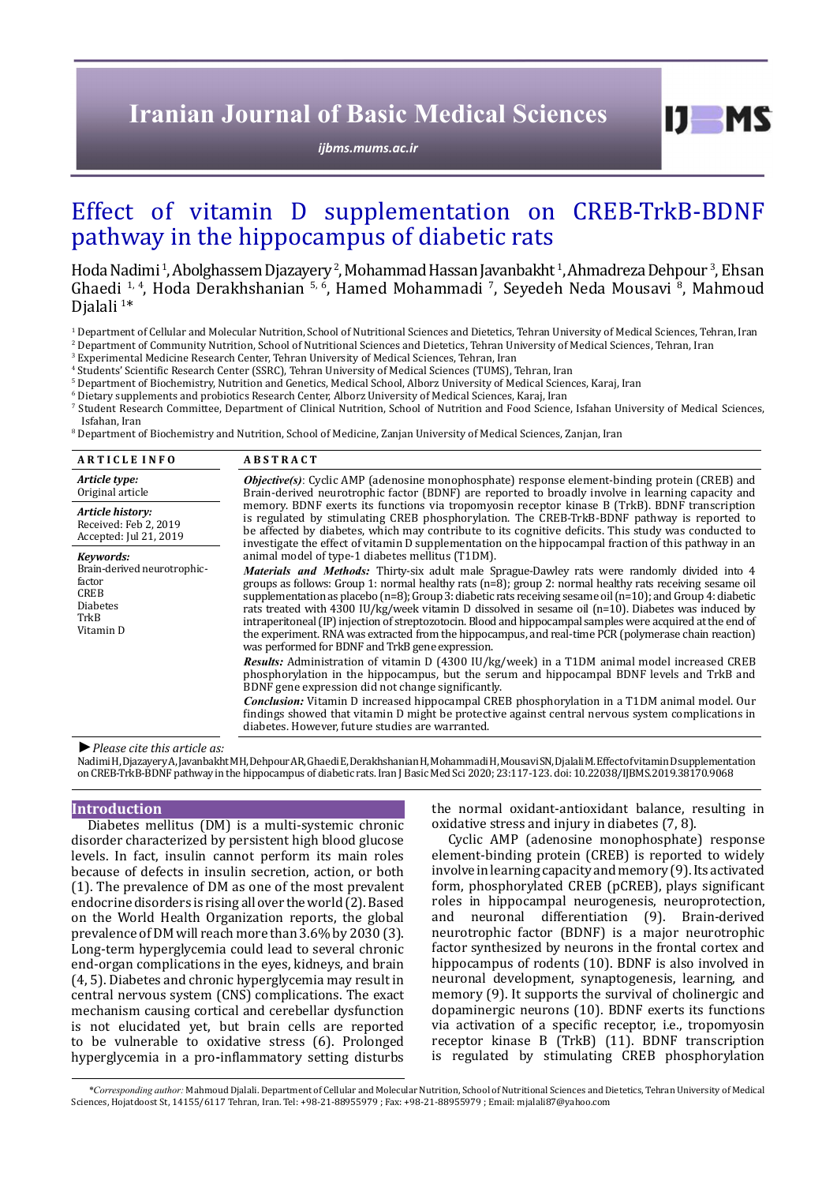# Effect of vitamin D supplementation on CREB-TrkB-BDNF pathway in the hippocampus of diabetic rats

Hoda Nadimi [1], Abolghassem Djazayery [2], Mohammad Hassan Javanbakht [1], Ahmadreza Dehpour [3], Ehsan Ghaedi [1, 4], Hoda Derakhshanian [5, 6], Hamed Mohammadi [7], Seyedeh Neda Mousavi [8], Mahmoud Djalali [1]*

[1] Department of Cellular and Molecular Nutrition, School of Nutritional Sciences and Dietetics, Tehran University of Medical Sciences, Tehran, Iran
[2] Department of Community Nutrition, School of Nutritional Sciences and Dietetics, Tehran University of Medical Sciences, Tehran, Iran
[3] Experimental Medicine Research Center, Tehran University of Medical Sciences, Tehran, Iran
[4] Students' Scientific Research Center (SSRC), Tehran University of Medical Sciences (TUMS), Tehran, Iran
[5] Department of Biochemistry, Nutrition and Genetics, Medical School, Alborz University of Medical Sciences, Karaj, Iran
[6] Dietary supplements and probiotics Research Center, Alborz University of Medical Sciences, Karaj, Iran
[7] Student Research Committee, Department of Clinical Nutrition, School of Nutrition and Food Science, Isfahan University of Medical Sciences, Isfahan, Iran
[8] Department of Biochemistry and Nutrition, School of Medicine, Zanjan University of Medical Sciences, Zanjan, Iran

## ARTICLE INFO

*Article type:*
Original article

*Article history:*
Received: Feb 2, 2019
Accepted: Jul 21, 2019

*Keywords:*
Brain-derived neurotrophic-factor
CREB
Diabetes
TrkB
Vitamin D

## ABSTRACT

***Objective(s)***: Cyclic AMP (adenosine monophosphate) response element-binding protein (CREB) and Brain-derived neurotrophic factor (BDNF) are reported to broadly involve in learning capacity and memory. BDNF exerts its functions via tropomyosin receptor kinase B (TrkB). BDNF transcription is regulated by stimulating CREB phosphorylation. The CREB-TrkB-BDNF pathway is reported to be affected by diabetes, which may contribute to its cognitive deficits. This study was conducted to investigate the effect of vitamin D supplementation on the hippocampal fraction of this pathway in an animal model of type-1 diabetes mellitus (T1DM).

***Materials and Methods:*** Thirty-six adult male Sprague-Dawley rats were randomly divided into 4 groups as follows: Group 1: normal healthy rats (n=8); group 2: normal healthy rats receiving sesame oil supplementation as placebo (n=8); Group 3: diabetic rats receiving sesame oil (n=10); and Group 4: diabetic rats treated with 4300 IU/kg/week vitamin D dissolved in sesame oil (n=10). Diabetes was induced by intraperitoneal (IP) injection of streptozotocin. Blood and hippocampal samples were acquired at the end of the experiment. RNA was extracted from the hippocampus, and real-time PCR (polymerase chain reaction) was performed for BDNF and TrkB gene expression.

***Results:*** Administration of vitamin D (4300 IU/kg/week) in a T1DM animal model increased CREB phosphorylation in the hippocampus, but the serum and hippocampal BDNF levels and TrkB and BDNF gene expression did not change significantly.

***Conclusion:*** Vitamin D increased hippocampal CREB phosphorylation in a T1DM animal model. Our findings showed that vitamin D might be protective against central nervous system complications in diabetes. However, future studies are warranted.

► *Please cite this article as:*
Nadimi H, Djazayery A, Javanbakht MH, Dehpour AR, Ghaedi E, Derakhshanian H, Mohammadi H, Mousavi SN, Djalali M. Effect of vitamin D supplementation on CREB-TrkB-BDNF pathway in the hippocampus of diabetic rats. Iran J Basic Med Sci 2020; 23:117-123. doi: 10.22038/IJBMS.2019.38170.9068

## Introduction

Diabetes mellitus (DM) is a multi-systemic chronic disorder characterized by persistent high blood glucose levels. In fact, insulin cannot perform its main roles because of defects in insulin secretion, action, or both (1). The prevalence of DM as one of the most prevalent endocrine disorders is rising all over the world (2). Based on the World Health Organization reports, the global prevalence of DM will reach more than 3.6% by 2030 (3). Long-term hyperglycemia could lead to several chronic end-organ complications in the eyes, kidneys, and brain (4, 5). Diabetes and chronic hyperglycemia may result in central nervous system (CNS) complications. The exact mechanism causing cortical and cerebellar dysfunction is not elucidated yet, but brain cells are reported to be vulnerable to oxidative stress (6). Prolonged hyperglycemia in a pro-inflammatory setting disturbs the normal oxidant-antioxidant balance, resulting in oxidative stress and injury in diabetes (7, 8).

Cyclic AMP (adenosine monophosphate) response element-binding protein (CREB) is reported to widely involve in learning capacity and memory (9). Its activated form, phosphorylated CREB (pCREB), plays significant roles in hippocampal neurogenesis, neuroprotection, and neuronal differentiation (9). Brain-derived neurotrophic factor (BDNF) is a major neurotrophic factor synthesized by neurons in the frontal cortex and hippocampus of rodents (10). BDNF is also involved in neuronal development, synaptogenesis, learning, and memory (9). It supports the survival of cholinergic and dopaminergic neurons (10). BDNF exerts its functions via activation of a specific receptor, i.e., tropomyosin receptor kinase B (TrkB) (11). BDNF transcription is regulated by stimulating CREB phosphorylation

*Corresponding author: Mahmoud Djalali. Department of Cellular and Molecular Nutrition, School of Nutritional Sciences and Dietetics, Tehran University of Medical Sciences, Hojatdoost St, 14155/6117 Tehran, Iran. Tel: +98-21-88955979 ; Fax: +98-21-88955979 ; Email: mjalali87@yahoo.com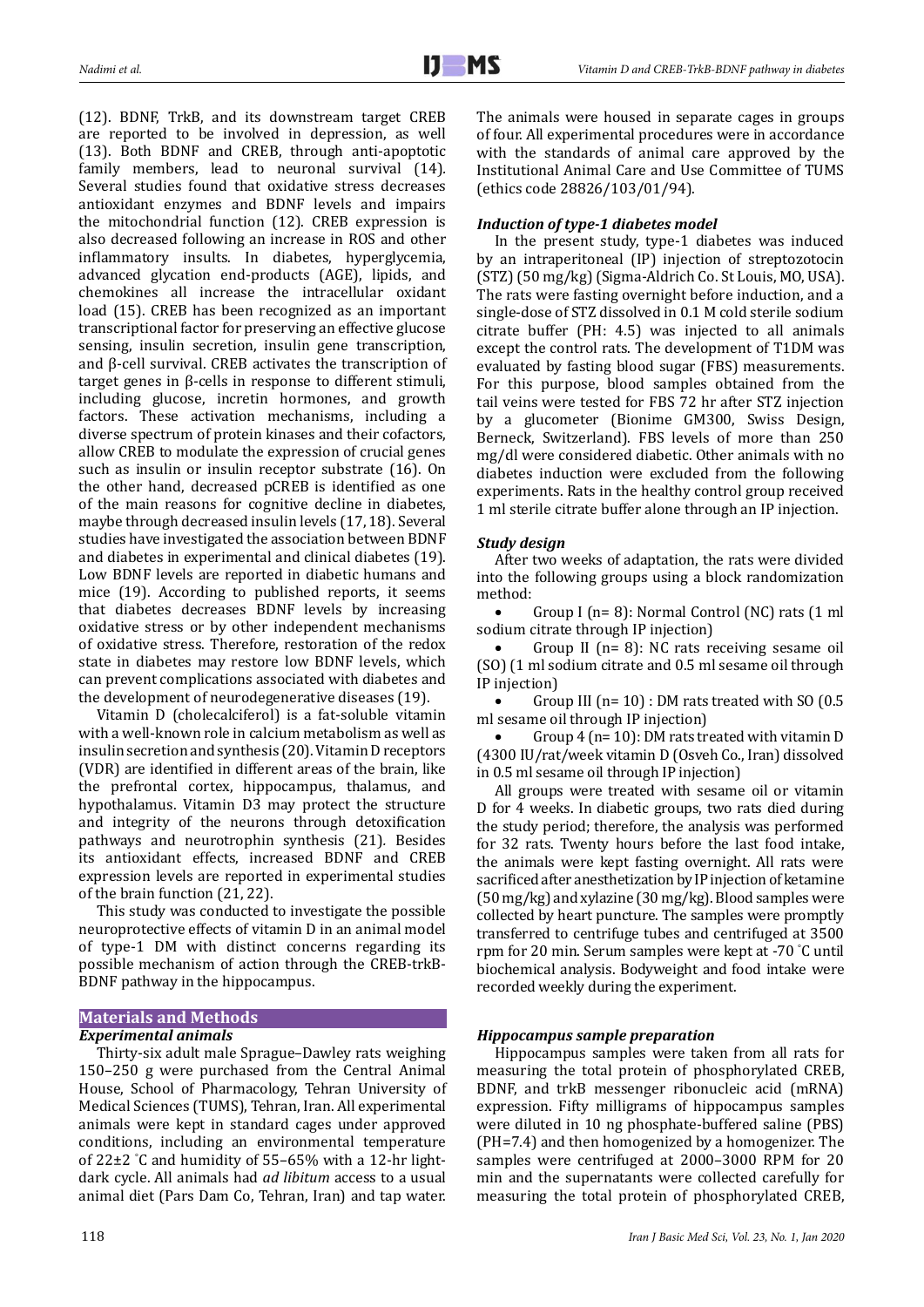(12). BDNF, TrkB, and its downstream target CREB are reported to be involved in depression, as well (13). Both BDNF and CREB, through anti-apoptotic family members, lead to neuronal survival (14). Several studies found that oxidative stress decreases antioxidant enzymes and BDNF levels and impairs the mitochondrial function (12). CREB expression is also decreased following an increase in ROS and other inflammatory insults. In diabetes, hyperglycemia, advanced glycation end-products (AGE), lipids, and chemokines all increase the intracellular oxidant load (15). CREB has been recognized as an important transcriptional factor for preserving an effective glucose sensing, insulin secretion, insulin gene transcription, and β-cell survival. CREB activates the transcription of target genes in β-cells in response to different stimuli, including glucose, incretin hormones, and growth factors. These activation mechanisms, including a diverse spectrum of protein kinases and their cofactors, allow CREB to modulate the expression of crucial genes such as insulin or insulin receptor substrate (16). On the other hand, decreased pCREB is identified as one of the main reasons for cognitive decline in diabetes, maybe through decreased insulin levels (17, 18). Several studies have investigated the association between BDNF and diabetes in experimental and clinical diabetes (19). Low BDNF levels are reported in diabetic humans and mice (19). According to published reports, it seems that diabetes decreases BDNF levels by increasing oxidative stress or by other independent mechanisms of oxidative stress. Therefore, restoration of the redox state in diabetes may restore low BDNF levels, which can prevent complications associated with diabetes and the development of neurodegenerative diseases (19).

Vitamin D (cholecalciferol) is a fat-soluble vitamin with a well-known role in calcium metabolism as well as insulin secretion and synthesis (20). Vitamin D receptors (VDR) are identified in different areas of the brain, like the prefrontal cortex, hippocampus, thalamus, and hypothalamus. Vitamin D3 may protect the structure and integrity of the neurons through detoxification pathways and neurotrophin synthesis (21). Besides its antioxidant effects, increased BDNF and CREB expression levels are reported in experimental studies of the brain function (21, 22).

This study was conducted to investigate the possible neuroprotective effects of vitamin D in an animal model of type-1 DM with distinct concerns regarding its possible mechanism of action through the CREB-trkB-BDNF pathway in the hippocampus.

## Materials and Methods

### *Experimental animals*

Thirty-six adult male Sprague–Dawley rats weighing 150–250 g were purchased from the Central Animal House, School of Pharmacology, Tehran University of Medical Sciences (TUMS), Tehran, Iran. All experimental animals were kept in standard cages under approved conditions, including an environmental temperature of 22±2 ˚C and humidity of 55–65% with a 12-hr light-dark cycle. All animals had *ad libitum* access to a usual animal diet (Pars Dam Co, Tehran, Iran) and tap water. The animals were housed in separate cages in groups of four. All experimental procedures were in accordance with the standards of animal care approved by the Institutional Animal Care and Use Committee of TUMS (ethics code 28826/103/01/94).

### *Induction of type-1 diabetes model*

In the present study, type-1 diabetes was induced by an intraperitoneal (IP) injection of streptozotocin (STZ) (50 mg/kg) (Sigma-Aldrich Co. St Louis, MO, USA). The rats were fasting overnight before induction, and a single-dose of STZ dissolved in 0.1 M cold sterile sodium citrate buffer (PH: 4.5) was injected to all animals except the control rats. The development of T1DM was evaluated by fasting blood sugar (FBS) measurements. For this purpose, blood samples obtained from the tail veins were tested for FBS 72 hr after STZ injection by a glucometer (Bionime GM300, Swiss Design, Berneck, Switzerland). FBS levels of more than 250 mg/dl were considered diabetic. Other animals with no diabetes induction were excluded from the following experiments. Rats in the healthy control group received 1 ml sterile citrate buffer alone through an IP injection.

### *Study design*

After two weeks of adaptation, the rats were divided into the following groups using a block randomization method:

- Group I (n= 8): Normal Control (NC) rats (1 ml sodium citrate through IP injection)
- Group II (n= 8): NC rats receiving sesame oil (SO) (1 ml sodium citrate and 0.5 ml sesame oil through IP injection)
- Group III (n= 10) : DM rats treated with SO (0.5 ml sesame oil through IP injection)
- Group 4 (n= 10): DM rats treated with vitamin D (4300 IU/rat/week vitamin D (Osveh Co., Iran) dissolved in 0.5 ml sesame oil through IP injection)

All groups were treated with sesame oil or vitamin D for 4 weeks. In diabetic groups, two rats died during the study period; therefore, the analysis was performed for 32 rats. Twenty hours before the last food intake, the animals were kept fasting overnight. All rats were sacrificed after anesthetization by IP injection of ketamine (50 mg/kg) and xylazine (30 mg/kg). Blood samples were collected by heart puncture. The samples were promptly transferred to centrifuge tubes and centrifuged at 3500 rpm for 20 min. Serum samples were kept at -70 ˚C until biochemical analysis. Bodyweight and food intake were recorded weekly during the experiment.

### *Hippocampus sample preparation*

Hippocampus samples were taken from all rats for measuring the total protein of phosphorylated CREB, BDNF, and trkB messenger ribonucleic acid (mRNA) expression. Fifty milligrams of hippocampus samples were diluted in 10 ng phosphate-buffered saline (PBS) (PH=7.4) and then homogenized by a homogenizer. The samples were centrifuged at 2000–3000 RPM for 20 min and the supernatants were collected carefully for measuring the total protein of phosphorylated CREB,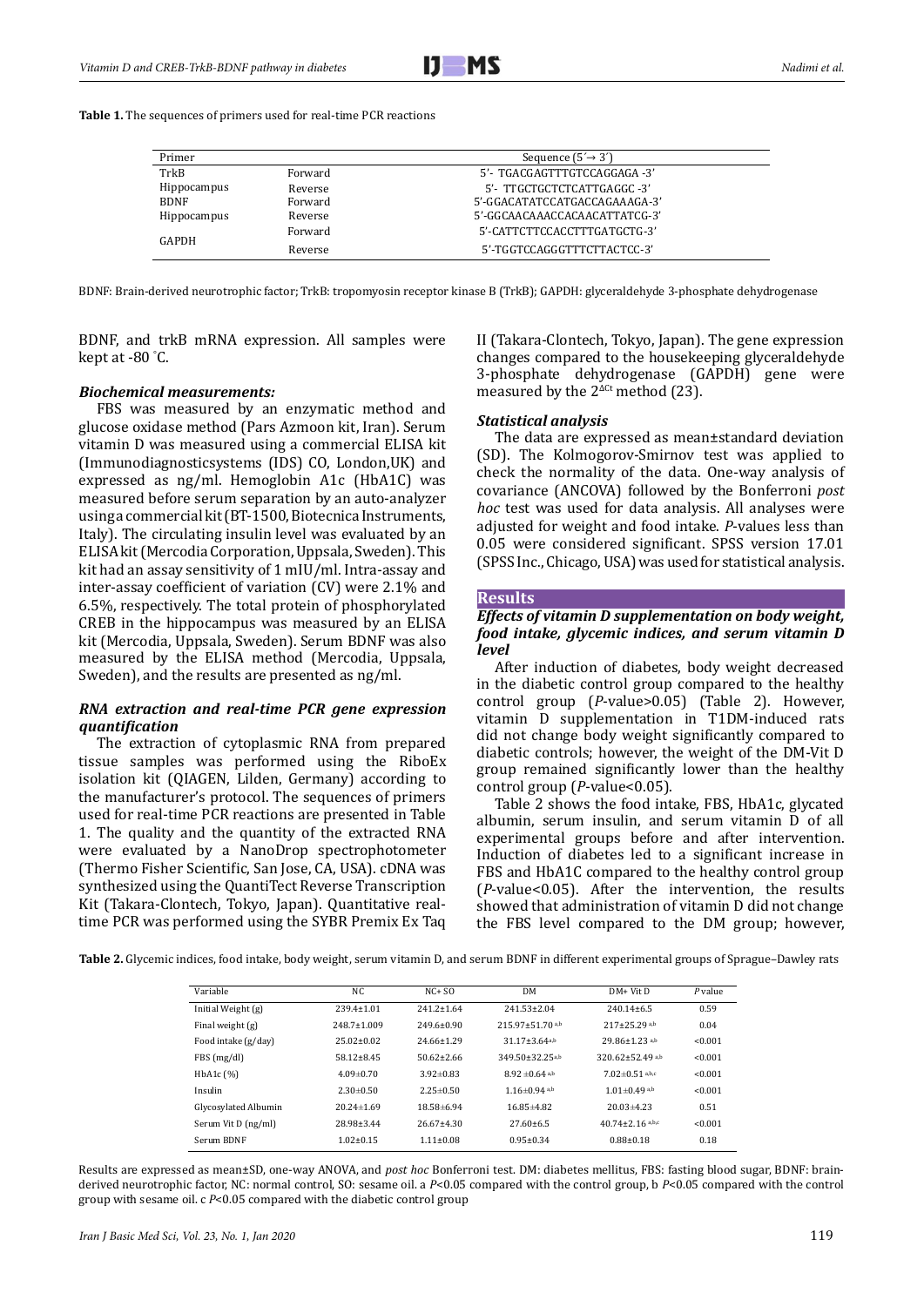**Table 1.** The sequences of primers used for real-time PCR reactions

| Primer | | Sequence (5´→ 3´) |
|---|---|---|
| TrkB | Forward | 5'- TGACGAGTTTGTCCAGGAGA -3' |
| Hippocampus | Reverse | 5'- TTGCTGCTCTCATTGAGGC -3' |
| BDNF | Forward | 5'-GGACATATCCATGACCAGAAAGA-3' |
| Hippocampus | Reverse | 5'-GGCAACAAACCACAACATTATCG-3' |
| GAPDH | Forward | 5'-CATTCTTCCACCTTTGATGCTG-3' |
| | Reverse | 5'-TGGTCCAGGGTTTCTTACTCC-3' |

BDNF: Brain-derived neurotrophic factor; TrkB: tropomyosin receptor kinase B (TrkB); GAPDH: glyceraldehyde 3-phosphate dehydrogenase

BDNF, and trkB mRNA expression. All samples were kept at -80 °C.

### *Biochemical measurements:*

FBS was measured by an enzymatic method and glucose oxidase method (Pars Azmoon kit, Iran). Serum vitamin D was measured using a commercial ELISA kit (Immunodiagnosticsystems (IDS) CO, London,UK) and expressed as ng/ml. Hemoglobin A1c (HbA1C) was measured before serum separation by an auto-analyzer using a commercial kit (BT-1500, Biotecnica Instruments, Italy). The circulating insulin level was evaluated by an ELISA kit (Mercodia Corporation, Uppsala, Sweden). This kit had an assay sensitivity of 1 mIU/ml. Intra-assay and inter-assay coefficient of variation (CV) were 2.1% and 6.5%, respectively. The total protein of phosphorylated CREB in the hippocampus was measured by an ELISA kit (Mercodia, Uppsala, Sweden). Serum BDNF was also measured by the ELISA method (Mercodia, Uppsala, Sweden), and the results are presented as ng/ml.

### *RNA extraction and real-time PCR gene expression quantification*

The extraction of cytoplasmic RNA from prepared tissue samples was performed using the RiboEx isolation kit (QIAGEN, Lilden, Germany) according to the manufacturer's protocol. The sequences of primers used for real-time PCR reactions are presented in Table 1. The quality and the quantity of the extracted RNA were evaluated by a NanoDrop spectrophotometer (Thermo Fisher Scientific, San Jose, CA, USA). cDNA was synthesized using the QuantiTect Reverse Transcription Kit (Takara-Clontech, Tokyo, Japan). Quantitative real-time PCR was performed using the SYBR Premix Ex Taq II (Takara-Clontech, Tokyo, Japan). The gene expression changes compared to the housekeeping glyceraldehyde 3-phosphate dehydrogenase (GAPDH) gene were measured by the $2^{\Delta Ct}$ method (23).

### *Statistical analysis*

The data are expressed as mean±standard deviation (SD). The Kolmogorov-Smirnov test was applied to check the normality of the data. One-way analysis of covariance (ANCOVA) followed by the Bonferroni *post hoc* test was used for data analysis. All analyses were adjusted for weight and food intake. *P*-values less than 0.05 were considered significant. SPSS version 17.01 (SPSS Inc., Chicago, USA) was used for statistical analysis.

## Results

### *Effects of vitamin D supplementation on body weight, food intake, glycemic indices, and serum vitamin D level*

After induction of diabetes, body weight decreased in the diabetic control group compared to the healthy control group (*P*-value>0.05) (Table 2). However, vitamin D supplementation in T1DM-induced rats did not change body weight significantly compared to diabetic controls; however, the weight of the DM-Vit D group remained significantly lower than the healthy control group (*P*-value<0.05).

Table 2 shows the food intake, FBS, HbA1c, glycated albumin, serum insulin, and serum vitamin D of all experimental groups before and after intervention. Induction of diabetes led to a significant increase in FBS and HbA1C compared to the healthy control group (*P*-value<0.05). After the intervention, the results showed that administration of vitamin D did not change the FBS level compared to the DM group; however,

**Table 2.** Glycemic indices, food intake, body weight, serum vitamin D, and serum BDNF in different experimental groups of Sprague–Dawley rats

| Variable | NC | NC+ SO | DM | DM+ Vit D | *P* value |
|---|---|---|---|---|---|
| Initial Weight (g) | 239.4±1.01 | 241.2±1.64 | 241.53±2.04 | 240.14±6.5 | 0.59 |
| Final weight (g) | 248.7±1.009 | 249.6±0.90 | 215.97±51.70 [a,b] | 217±25.29 [a,b] | 0.04 |
| Food intake (g/day) | 25.02±0.02 | 24.66±1.29 | 31.17±3.64 [a,b] | 29.86±1.23 [a,b] | <0.001 |
| FBS (mg/dl) | 58.12±8.45 | 50.62±2.66 | 349.50±32.25 [a,b] | 320.62±52.49 [a,b] | <0.001 |
| HbA1c (%) | 4.09±0.70 | 3.92±0.83 | 8.92 ±0.64 [a,b] | 7.02±0.51 [a,b,c] | <0.001 |
| Insulin | 2.30±0.50 | 2.25±0.50 | 1.16±0.94 [a,b] | 1.01±0.49 [a,b] | <0.001 |
| Glycosylated Albumin | 20.24±1.69 | 18.58±6.94 | 16.85±4.82 | 20.03±4.23 | 0.51 |
| Serum Vit D (ng/ml) | 28.98±3.44 | 26.67±4.30 | 27.60±6.5 | 40.74±2.16 [a,b,c] | <0.001 |
| Serum BDNF | 1.02±0.15 | 1.11±0.08 | 0.95±0.34 | 0.88±0.18 | 0.18 |

Results are expressed as mean±SD, one-way ANOVA, and *post hoc* Bonferroni test. DM: diabetes mellitus, FBS: fasting blood sugar, BDNF: brain-derived neurotrophic factor, NC: normal control, SO: sesame oil. a *P*<0.05 compared with the control group, b *P*<0.05 compared with the control group with sesame oil. c *P*<0.05 compared with the diabetic control group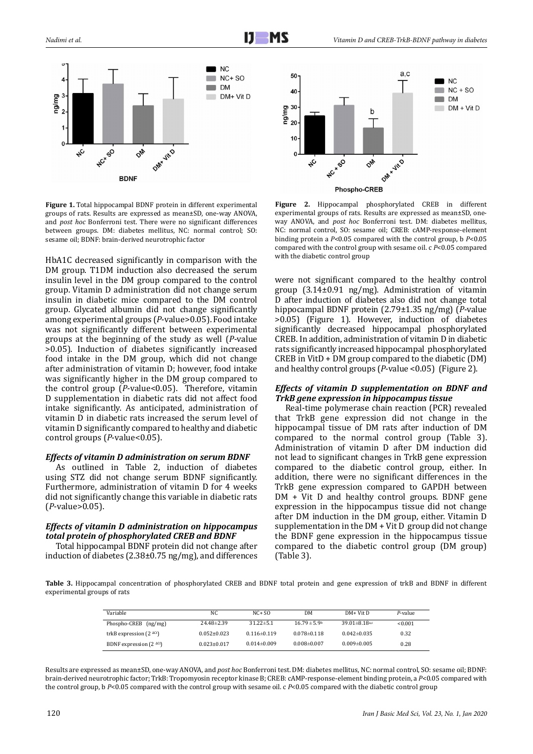**Figure 1.** Total hippocampal BDNF protein in different experimental groups of rats. Results are expressed as mean±SD, one-way ANOVA, and *post hoc* Bonferroni test. There were no significant differences between groups. DM: diabetes mellitus, NC: normal control; SO: sesame oil; BDNF: brain-derived neurotrophic factor

**Figure 2.** Hippocampal phosphorylated CREB in different experimental groups of rats. Results are expressed as mean±SD, one-way ANOVA, and *post hoc* Bonferroni test. DM: diabetes mellitus, NC: normal control, SO: sesame oil; CREB: cAMP-response-element binding protein a $P<0.05$ compared with the control group, b $P<0.05$ compared with the control group with sesame oil. c $P<0.05$ compared with the diabetic control group

HbA1C decreased significantly in comparison with the DM group. T1DM induction also decreased the serum insulin level in the DM group compared to the control group. Vitamin D administration did not change serum insulin in diabetic mice compared to the DM control group. Glycated albumin did not change significantly among experimental groups ($P$-value>0.05). Food intake was not significantly different between experimental groups at the beginning of the study as well ($P$-value >0.05). Induction of diabetes significantly increased food intake in the DM group, which did not change after administration of vitamin D; however, food intake was significantly higher in the DM group compared to the control group ($P$-value<0.05). Therefore, vitamin D supplementation in diabetic rats did not affect food intake significantly. As anticipated, administration of vitamin D in diabetic rats increased the serum level of vitamin D significantly compared to healthy and diabetic control groups ($P$-value<0.05).

### *Effects of vitamin D administration on serum BDNF*

As outlined in Table 2, induction of diabetes using STZ did not change serum BDNF significantly. Furthermore, administration of vitamin D for 4 weeks did not significantly change this variable in diabetic rats ($P$-value>0.05).

### *Effects of vitamin D administration on hippocampus total protein of phosphorylated CREB and BDNF*

Total hippocampal BDNF protein did not change after induction of diabetes (2.38±0.75 ng/mg), and differences were not significant compared to the healthy control group (3.14±0.91 ng/mg). Administration of vitamin D after induction of diabetes also did not change total hippocampal BDNF protein (2.79±1.35 ng/mg) ($P$-value >0.05) (Figure 1). However, induction of diabetes significantly decreased hippocampal phosphorylated CREB. In addition, administration of vitamin D in diabetic rats significantly increased hippocampal phosphorylated CREB in VitD + DM group compared to the diabetic (DM) and healthy control groups ($P$-value <0.05) (Figure 2).

### *Effects of vitamin D supplementation on BDNF and TrkB gene expression in hippocampus tissue*

Real-time polymerase chain reaction (PCR) revealed that TrkB gene expression did not change in the hippocampal tissue of DM rats after induction of DM compared to the normal control group (Table 3). Administration of vitamin D after DM induction did not lead to significant changes in TrkB gene expression compared to the diabetic control group, either. In addition, there were no significant differences in the TrkB gene expression compared to GAPDH between DM + Vit D and healthy control groups. BDNF gene expression in the hippocampus tissue did not change after DM induction in the DM group, either. Vitamin D supplementation in the DM + Vit D group did not change the BDNF gene expression in the hippocampus tissue compared to the diabetic control group (DM group) (Table 3).

**Table 3.** Hippocampal concentration of phosphorylated CREB and BDNF total protein and gene expression of trkB and BDNF in different experimental groups of rats

| Variable | NC | NC+ SO | DM | DM+ Vit D | *P*-value |
|---|---|---|---|---|---|
| Phospho-CREB (ng/mg) | 24.48±2.39 | 31.22±5.1 | 16.79 ± 5.9[b] | 39.01±8.18[a,c] | <0.001 |
| trkB expression ($2^{-\Delta Ct}$) | 0.052±0.023 | 0.116±0.119 | 0.078±0.118 | 0.042±0.035 | 0.32 |
| BDNF expression ($2^{-\Delta Ct}$) | 0.023±0.017 | 0.014±0.009 | 0.008±0.007 | 0.009±0.005 | 0.28 |

Results are expressed as mean±SD, one-way ANOVA, and *post hoc* Bonferroni test. DM: diabetes mellitus, NC: normal control, SO: sesame oil; BDNF: brain-derived neurotrophic factor; TrkB: Tropomyosin receptor kinase B; CREB: cAMP-response-element binding protein, a $P<0.05$ compared with the control group, b $P<0.05$ compared with the control group with sesame oil. c $P<0.05$ compared with the diabetic control group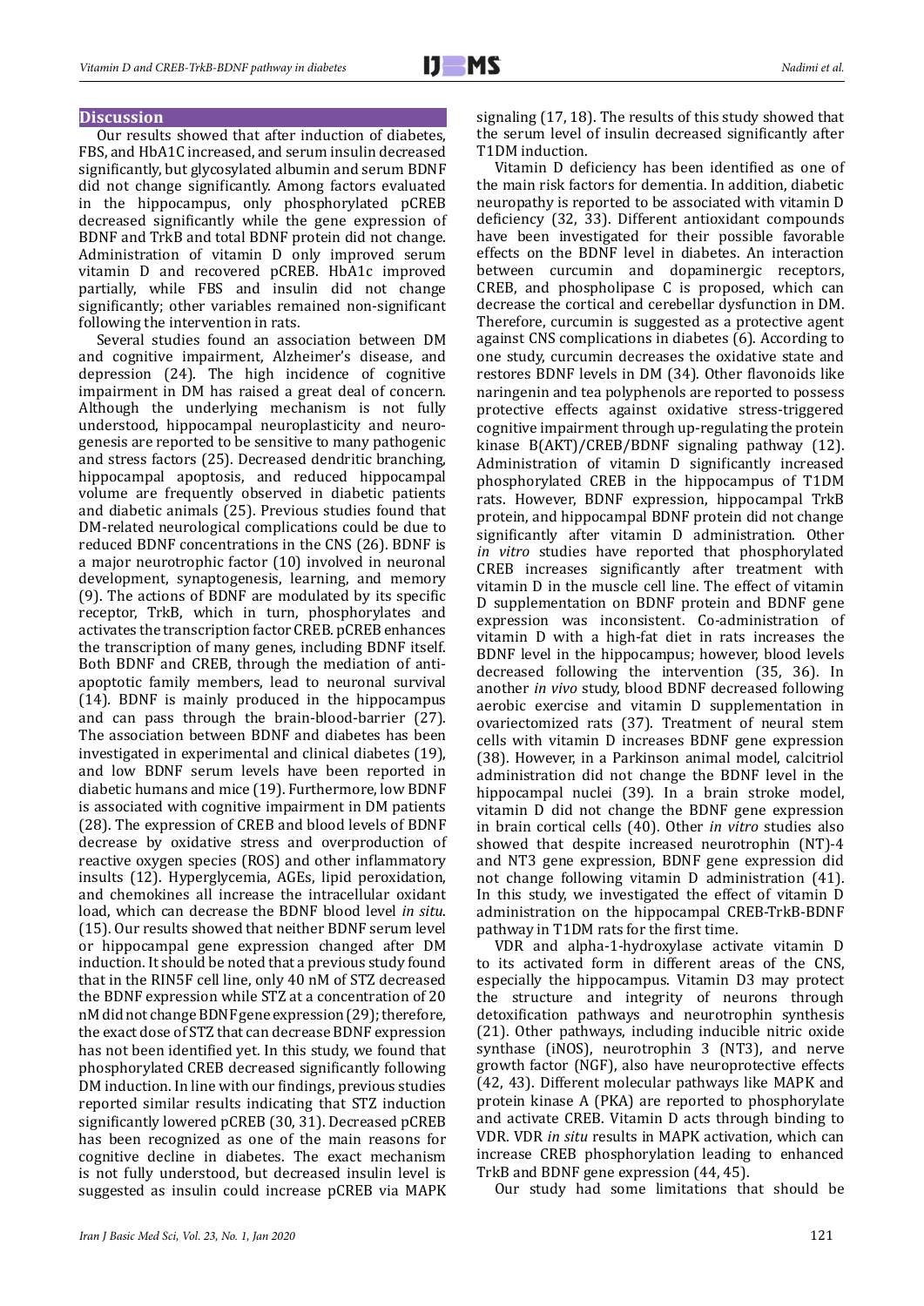## Discussion

Our results showed that after induction of diabetes, FBS, and HbA1C increased, and serum insulin decreased significantly, but glycosylated albumin and serum BDNF did not change significantly. Among factors evaluated in the hippocampus, only phosphorylated pCREB decreased significantly while the gene expression of BDNF and TrkB and total BDNF protein did not change. Administration of vitamin D only improved serum vitamin D and recovered pCREB. HbA1c improved partially, while FBS and insulin did not change significantly; other variables remained non-significant following the intervention in rats.

Several studies found an association between DM and cognitive impairment, Alzheimer's disease, and depression (24). The high incidence of cognitive impairment in DM has raised a great deal of concern. Although the underlying mechanism is not fully understood, hippocampal neuroplasticity and neurogenesis are reported to be sensitive to many pathogenic and stress factors (25). Decreased dendritic branching, hippocampal apoptosis, and reduced hippocampal volume are frequently observed in diabetic patients and diabetic animals (25). Previous studies found that DM-related neurological complications could be due to reduced BDNF concentrations in the CNS (26). BDNF is a major neurotrophic factor (10) involved in neuronal development, synaptogenesis, learning, and memory (9). The actions of BDNF are modulated by its specific receptor, TrkB, which in turn, phosphorylates and activates the transcription factor CREB. pCREB enhances the transcription of many genes, including BDNF itself. Both BDNF and CREB, through the mediation of anti-apoptotic family members, lead to neuronal survival (14). BDNF is mainly produced in the hippocampus and can pass through the brain-blood-barrier (27). The association between BDNF and diabetes has been investigated in experimental and clinical diabetes (19), and low BDNF serum levels have been reported in diabetic humans and mice (19). Furthermore, low BDNF is associated with cognitive impairment in DM patients (28). The expression of CREB and blood levels of BDNF decrease by oxidative stress and overproduction of reactive oxygen species (ROS) and other inflammatory insults (12). Hyperglycemia, AGEs, lipid peroxidation, and chemokines all increase the intracellular oxidant load, which can decrease the BDNF blood level *in situ*. (15). Our results showed that neither BDNF serum level or hippocampal gene expression changed after DM induction. It should be noted that a previous study found that in the RIN5F cell line, only 40 nM of STZ decreased the BDNF expression while STZ at a concentration of 20 nM did not change BDNF gene expression (29); therefore, the exact dose of STZ that can decrease BDNF expression has not been identified yet. In this study, we found that phosphorylated CREB decreased significantly following DM induction. In line with our findings, previous studies reported similar results indicating that STZ induction significantly lowered pCREB (30, 31). Decreased pCREB has been recognized as one of the main reasons for cognitive decline in diabetes. The exact mechanism is not fully understood, but decreased insulin level is suggested as insulin could increase pCREB via MAPK signaling (17, 18). The results of this study showed that the serum level of insulin decreased significantly after T1DM induction.

Vitamin D deficiency has been identified as one of the main risk factors for dementia. In addition, diabetic neuropathy is reported to be associated with vitamin D deficiency (32, 33). Different antioxidant compounds have been investigated for their possible favorable effects on the BDNF level in diabetes. An interaction between curcumin and dopaminergic receptors, CREB, and phospholipase C is proposed, which can decrease the cortical and cerebellar dysfunction in DM. Therefore, curcumin is suggested as a protective agent against CNS complications in diabetes (6). According to one study, curcumin decreases the oxidative state and restores BDNF levels in DM (34). Other flavonoids like naringenin and tea polyphenols are reported to possess protective effects against oxidative stress-triggered cognitive impairment through up-regulating the protein kinase B(AKT)/CREB/BDNF signaling pathway (12). Administration of vitamin D significantly increased phosphorylated CREB in the hippocampus of T1DM rats. However, BDNF expression, hippocampal TrkB protein, and hippocampal BDNF protein did not change significantly after vitamin D administration. Other *in vitro* studies have reported that phosphorylated CREB increases significantly after treatment with vitamin D in the muscle cell line. The effect of vitamin D supplementation on BDNF protein and BDNF gene expression was inconsistent. Co-administration of vitamin D with a high-fat diet in rats increases the BDNF level in the hippocampus; however, blood levels decreased following the intervention (35, 36). In another *in vivo* study, blood BDNF decreased following aerobic exercise and vitamin D supplementation in ovariectomized rats (37). Treatment of neural stem cells with vitamin D increases BDNF gene expression (38). However, in a Parkinson animal model, calcitriol administration did not change the BDNF level in the hippocampal nuclei (39). In a brain stroke model, vitamin D did not change the BDNF gene expression in brain cortical cells (40). Other *in vitro* studies also showed that despite increased neurotrophin (NT)-4 and NT3 gene expression, BDNF gene expression did not change following vitamin D administration (41). In this study, we investigated the effect of vitamin D administration on the hippocampal CREB-TrkB-BDNF pathway in T1DM rats for the first time.

VDR and alpha-1-hydroxylase activate vitamin D to its activated form in different areas of the CNS, especially the hippocampus. Vitamin D3 may protect the structure and integrity of neurons through detoxification pathways and neurotrophin synthesis (21). Other pathways, including inducible nitric oxide synthase (iNOS), neurotrophin 3 (NT3), and nerve growth factor (NGF), also have neuroprotective effects (42, 43). Different molecular pathways like MAPK and protein kinase A (PKA) are reported to phosphorylate and activate CREB. Vitamin D acts through binding to VDR. VDR *in situ* results in MAPK activation, which can increase CREB phosphorylation leading to enhanced TrkB and BDNF gene expression (44, 45).

Our study had some limitations that should be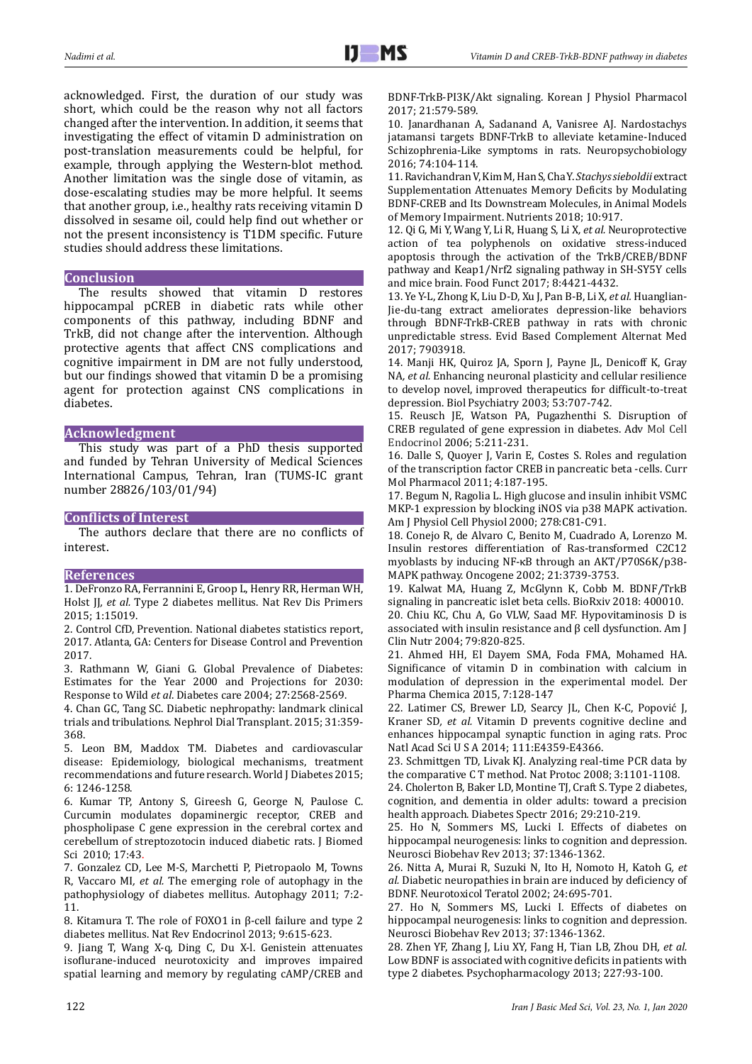acknowledged. First, the duration of our study was short, which could be the reason why not all factors changed after the intervention. In addition, it seems that investigating the effect of vitamin D administration on post-translation measurements could be helpful, for example, through applying the Western-blot method. Another limitation was the single dose of vitamin, as dose-escalating studies may be more helpful. It seems that another group, i.e., healthy rats receiving vitamin D dissolved in sesame oil, could help find out whether or not the present inconsistency is T1DM specific. Future studies should address these limitations.

## Conclusion

The results showed that vitamin D restores hippocampal pCREB in diabetic rats while other components of this pathway, including BDNF and TrkB, did not change after the intervention. Although protective agents that affect CNS complications and cognitive impairment in DM are not fully understood, but our findings showed that vitamin D be a promising agent for protection against CNS complications in diabetes.

## Acknowledgment

This study was part of a PhD thesis supported and funded by Tehran University of Medical Sciences International Campus, Tehran, Iran (TUMS-IC grant number 28826/103/01/94)

## Conflicts of Interest

The authors declare that there are no conflicts of interest.

## References

1. DeFronzo RA, Ferrannini E, Groop L, Henry RR, Herman WH, Holst JJ, *et al.* Type 2 diabetes mellitus. Nat Rev Dis Primers 2015; 1:15019.
2. Control CfD, Prevention. National diabetes statistics report, 2017. Atlanta, GA: Centers for Disease Control and Prevention 2017.
3. Rathmann W, Giani G. Global Prevalence of Diabetes: Estimates for the Year 2000 and Projections for 2030: Response to Wild *et al.* Diabetes care 2004; 27:2568-2569.
4. Chan GC, Tang SC. Diabetic nephropathy: landmark clinical trials and tribulations. Nephrol Dial Transplant. 2015; 31:359-368.
5. Leon BM, Maddox TM. Diabetes and cardiovascular disease: Epidemiology, biological mechanisms, treatment recommendations and future research. World J Diabetes 2015; 6: 1246-1258.
6. Kumar TP, Antony S, Gireesh G, George N, Paulose C. Curcumin modulates dopaminergic receptor, CREB and phospholipase C gene expression in the cerebral cortex and cerebellum of streptozotocin induced diabetic rats. J Biomed Sci 2010; 17:43.
7. Gonzalez CD, Lee M-S, Marchetti P, Pietropaolo M, Towns R, Vaccaro MI, *et al.* The emerging role of autophagy in the pathophysiology of diabetes mellitus. Autophagy 2011; 7:2-11.
8. Kitamura T. The role of FOXO1 in β-cell failure and type 2 diabetes mellitus. Nat Rev Endocrinol 2013; 9:615-623.
9. Jiang T, Wang X-q, Ding C, Du X-l. Genistein attenuates isoflurane-induced neurotoxicity and improves impaired spatial learning and memory by regulating cAMP/CREB and BDNF-TrkB-PI3K/Akt signaling. Korean J Physiol Pharmacol 2017; 21:579-589.
10. Janardhanan A, Sadanand A, Vanisree AJ. Nardostachys jatamansi targets BDNF-TrkB to alleviate ketamine-Induced Schizophrenia-Like symptoms in rats. Neuropsychobiology 2016; 74:104-114.
11. Ravichandran V, Kim M, Han S, Cha Y. *Stachys sieboldii* extract Supplementation Attenuates Memory Deficits by Modulating BDNF-CREB and Its Downstream Molecules, in Animal Models of Memory Impairment. Nutrients 2018; 10:917.
12. Qi G, Mi Y, Wang Y, Li R, Huang S, Li X, *et al.* Neuroprotective action of tea polyphenols on oxidative stress-induced apoptosis through the activation of the TrkB/CREB/BDNF pathway and Keap1/Nrf2 signaling pathway in SH-SY5Y cells and mice brain. Food Funct 2017; 8:4421-4432.
13. Ye Y-L, Zhong K, Liu D-D, Xu J, Pan B-B, Li X, *et al.* Huanglian-Jie-du-tang extract ameliorates depression-like behaviors through BDNF-TrkB-CREB pathway in rats with chronic unpredictable stress. Evid Based Complement Alternat Med 2017; 7903918.
14. Manji HK, Quiroz JA, Sporn J, Payne JL, Denicoff K, Gray NA, *et al.* Enhancing neuronal plasticity and cellular resilience to develop novel, improved therapeutics for difficult-to-treat depression. Biol Psychiatry 2003; 53:707-742.
15. Reusch JE, Watson PA, Pugazhenthi S. Disruption of CREB regulated of gene expression in diabetes. Adv Mol Cell Endocrinol 2006; 5:211-231.
16. Dalle S, Quoyer J, Varin E, Costes S. Roles and regulation of the transcription factor CREB in pancreatic beta -cells. Curr Mol Pharmacol 2011; 4:187-195.
17. Begum N, Ragolia L. High glucose and insulin inhibit VSMC MKP-1 expression by blocking iNOS via p38 MAPK activation. Am J Physiol Cell Physiol 2000; 278:C81-C91.
18. Conejo R, de Alvaro C, Benito M, Cuadrado A, Lorenzo M. Insulin restores differentiation of Ras-transformed C2C12 myoblasts by inducing NF-κB through an AKT/P70S6K/p38-MAPK pathway. Oncogene 2002; 21:3739-3753.
19. Kalwat MA, Huang Z, McGlynn K, Cobb M. BDNF/TrkB signaling in pancreatic islet beta cells. BioRxiv 2018: 400010.
20. Chiu KC, Chu A, Go VLW, Saad MF. Hypovitaminosis D is associated with insulin resistance and β cell dysfunction. Am J Clin Nutr 2004; 79:820-825.
21. Ahmed HH, El Dayem SMA, Foda FMA, Mohamed HA. Significance of vitamin D in combination with calcium in modulation of depression in the experimental model. Der Pharma Chemica 2015, 7:128-147
22. Latimer CS, Brewer LD, Searcy JL, Chen K-C, Popović J, Kraner SD, *et al.* Vitamin D prevents cognitive decline and enhances hippocampal synaptic function in aging rats. Proc Natl Acad Sci U S A 2014; 111:E4359-E4366.
23. Schmittgen TD, Livak KJ. Analyzing real-time PCR data by the comparative C T method. Nat Protoc 2008; 3:1101-1108.
24. Cholerton B, Baker LD, Montine TJ, Craft S. Type 2 diabetes, cognition, and dementia in older adults: toward a precision health approach. Diabetes Spectr 2016; 29:210-219.
25. Ho N, Sommers MS, Lucki I. Effects of diabetes on hippocampal neurogenesis: links to cognition and depression. Neurosci Biobehav Rev 2013; 37:1346-1362.
26. Nitta A, Murai R, Suzuki N, Ito H, Nomoto H, Katoh G, *et al.* Diabetic neuropathies in brain are induced by deficiency of BDNF. Neurotoxicol Teratol 2002; 24:695-701.
27. Ho N, Sommers MS, Lucki I. Effects of diabetes on hippocampal neurogenesis: links to cognition and depression. Neurosci Biobehav Rev 2013; 37:1346-1362.
28. Zhen YF, Zhang J, Liu XY, Fang H, Tian LB, Zhou DH, *et al.* Low BDNF is associated with cognitive deficits in patients with type 2 diabetes. Psychopharmacology 2013; 227:93-100.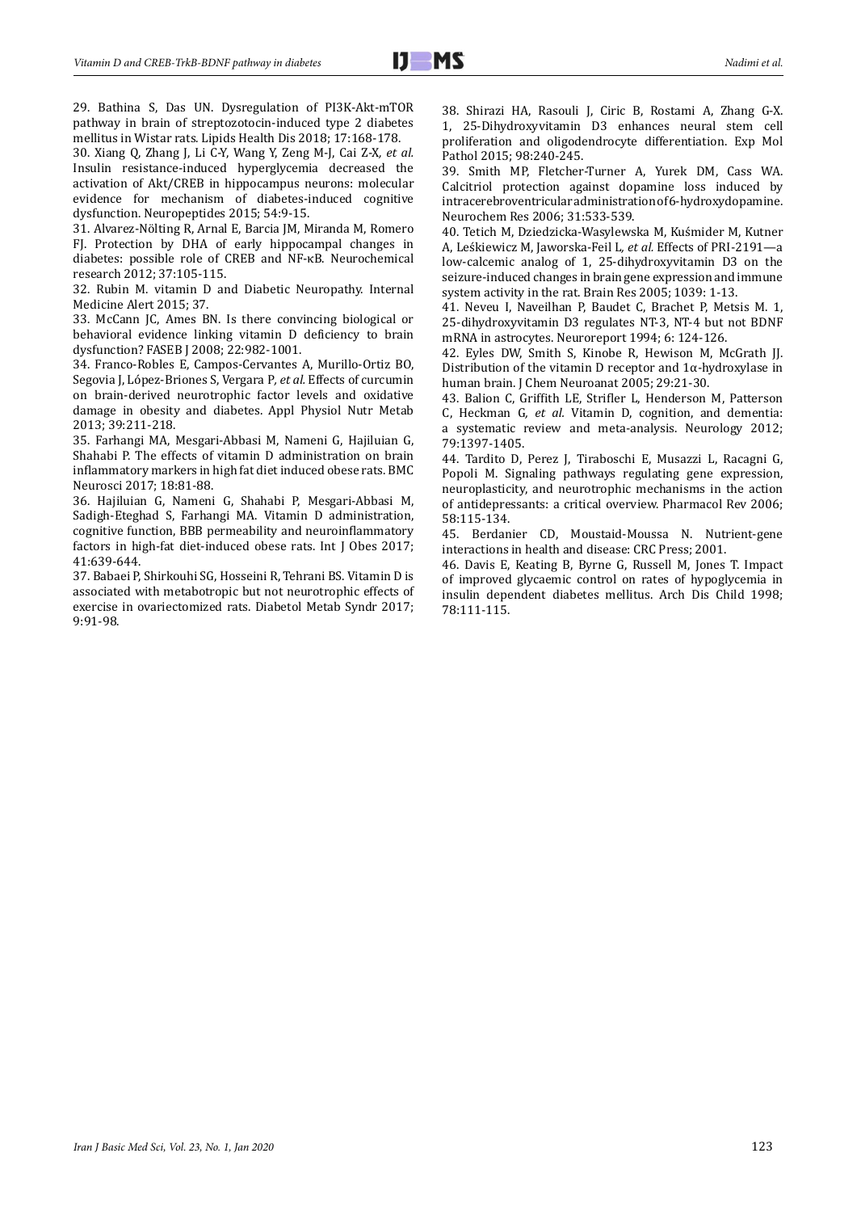29. Bathina S, Das UN. Dysregulation of PI3K-Akt-mTOR pathway in brain of streptozotocin-induced type 2 diabetes mellitus in Wistar rats. Lipids Health Dis 2018; 17:168-178.

30. Xiang Q, Zhang J, Li C-Y, Wang Y, Zeng M-J, Cai Z-X, *et al.* Insulin resistance-induced hyperglycemia decreased the activation of Akt/CREB in hippocampus neurons: molecular evidence for mechanism of diabetes-induced cognitive dysfunction. Neuropeptides 2015; 54:9-15.

31. Alvarez-Nölting R, Arnal E, Barcia JM, Miranda M, Romero FJ. Protection by DHA of early hippocampal changes in diabetes: possible role of CREB and NF-κB. Neurochemical research 2012; 37:105-115.

32. Rubin M. vitamin D and Diabetic Neuropathy. Internal Medicine Alert 2015; 37.

33. McCann JC, Ames BN. Is there convincing biological or behavioral evidence linking vitamin D deficiency to brain dysfunction? FASEB J 2008; 22:982-1001.

34. Franco-Robles E, Campos-Cervantes A, Murillo-Ortiz BO, Segovia J, López-Briones S, Vergara P, *et al.* Effects of curcumin on brain-derived neurotrophic factor levels and oxidative damage in obesity and diabetes. Appl Physiol Nutr Metab 2013; 39:211-218.

35. Farhangi MA, Mesgari-Abbasi M, Nameni G, Hajiluian G, Shahabi P. The effects of vitamin D administration on brain inflammatory markers in high fat diet induced obese rats. BMC Neurosci 2017; 18:81-88.

36. Hajiluian G, Nameni G, Shahabi P, Mesgari-Abbasi M, Sadigh-Eteghad S, Farhangi MA. Vitamin D administration, cognitive function, BBB permeability and neuroinflammatory factors in high-fat diet-induced obese rats. Int J Obes 2017; 41:639-644.

37. Babaei P, Shirkouhi SG, Hosseini R, Tehrani BS. Vitamin D is associated with metabotropic but not neurotrophic effects of exercise in ovariectomized rats. Diabetol Metab Syndr 2017; 9:91-98.

38. Shirazi HA, Rasouli J, Ciric B, Rostami A, Zhang G-X. 1, 25-Dihydroxyvitamin D3 enhances neural stem cell proliferation and oligodendrocyte differentiation. Exp Mol Pathol 2015; 98:240-245.

39. Smith MP, Fletcher-Turner A, Yurek DM, Cass WA. Calcitriol protection against dopamine loss induced by intracerebroventricular administration of 6-hydroxydopamine. Neurochem Res 2006; 31:533-539.

40. Tetich M, Dziedzicka-Wasylewska M, Kuśmider M, Kutner A, Leśkiewicz M, Jaworska-Feil L, *et al.* Effects of PRI-2191—a low-calcemic analog of 1, 25-dihydroxyvitamin D3 on the seizure-induced changes in brain gene expression and immune system activity in the rat. Brain Res 2005; 1039: 1-13.

41. Neveu I, Naveilhan P, Baudet C, Brachet P, Metsis M. 1, 25-dihydroxyvitamin D3 regulates NT-3, NT-4 but not BDNF mRNA in astrocytes. Neuroreport 1994; 6: 124-126.

42. Eyles DW, Smith S, Kinobe R, Hewison M, McGrath JJ. Distribution of the vitamin D receptor and 1α-hydroxylase in human brain. J Chem Neuroanat 2005; 29:21-30.

43. Balion C, Griffith LE, Strifler L, Henderson M, Patterson C, Heckman G, *et al.* Vitamin D, cognition, and dementia: a systematic review and meta-analysis. Neurology 2012; 79:1397-1405.

44. Tardito D, Perez J, Tiraboschi E, Musazzi L, Racagni G, Popoli M. Signaling pathways regulating gene expression, neuroplasticity, and neurotrophic mechanisms in the action of antidepressants: a critical overview. Pharmacol Rev 2006; 58:115-134.

45. Berdanier CD, Moustaid-Moussa N. Nutrient-gene interactions in health and disease: CRC Press; 2001.

46. Davis E, Keating B, Byrne G, Russell M, Jones T. Impact of improved glycaemic control on rates of hypoglycemia in insulin dependent diabetes mellitus. Arch Dis Child 1998; 78:111-115.